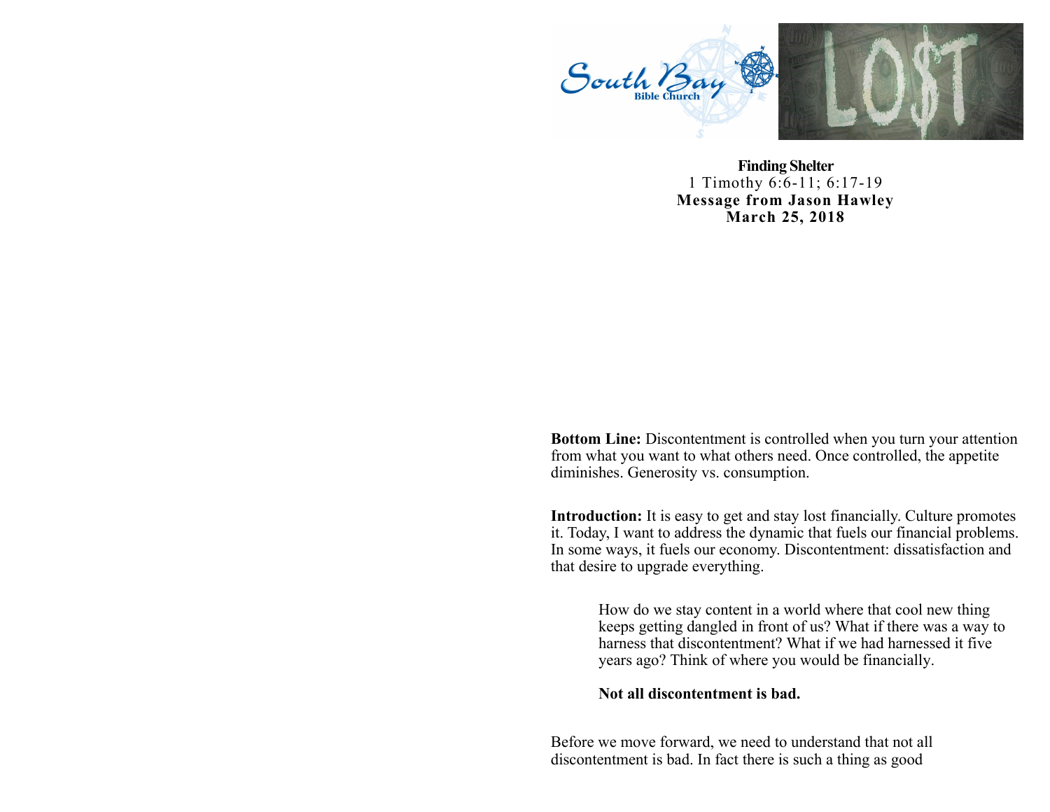# Finding Shelter

1 Timothy 6:6-11; 6:17-19

**Message from Jason Hawley**

**March 25, 2018**

**Bottom Line:** Discontentment is controlled when you turn your attention from what you want to what others need. Once controlled, the appetite diminishes. Generosity vs. consumption.

**Introduction:** It is easy to get and stay lost financially. Culture promotes it. Today, I want to address the dynamic that fuels our financial problems. In some ways, it fuels our economy. Discontentment: dissatisfaction and that desire to upgrade everything.

> How do we stay content in a world where that cool new thing keeps getting dangled in front of us? What if there was a way to harness that discontentment? What if we had harnessed it five years ago? Think of where you would be financially.
>
> **Not all discontentment is bad.**

Before we move forward, we need to understand that not all discontentment is bad. In fact there is such a thing as good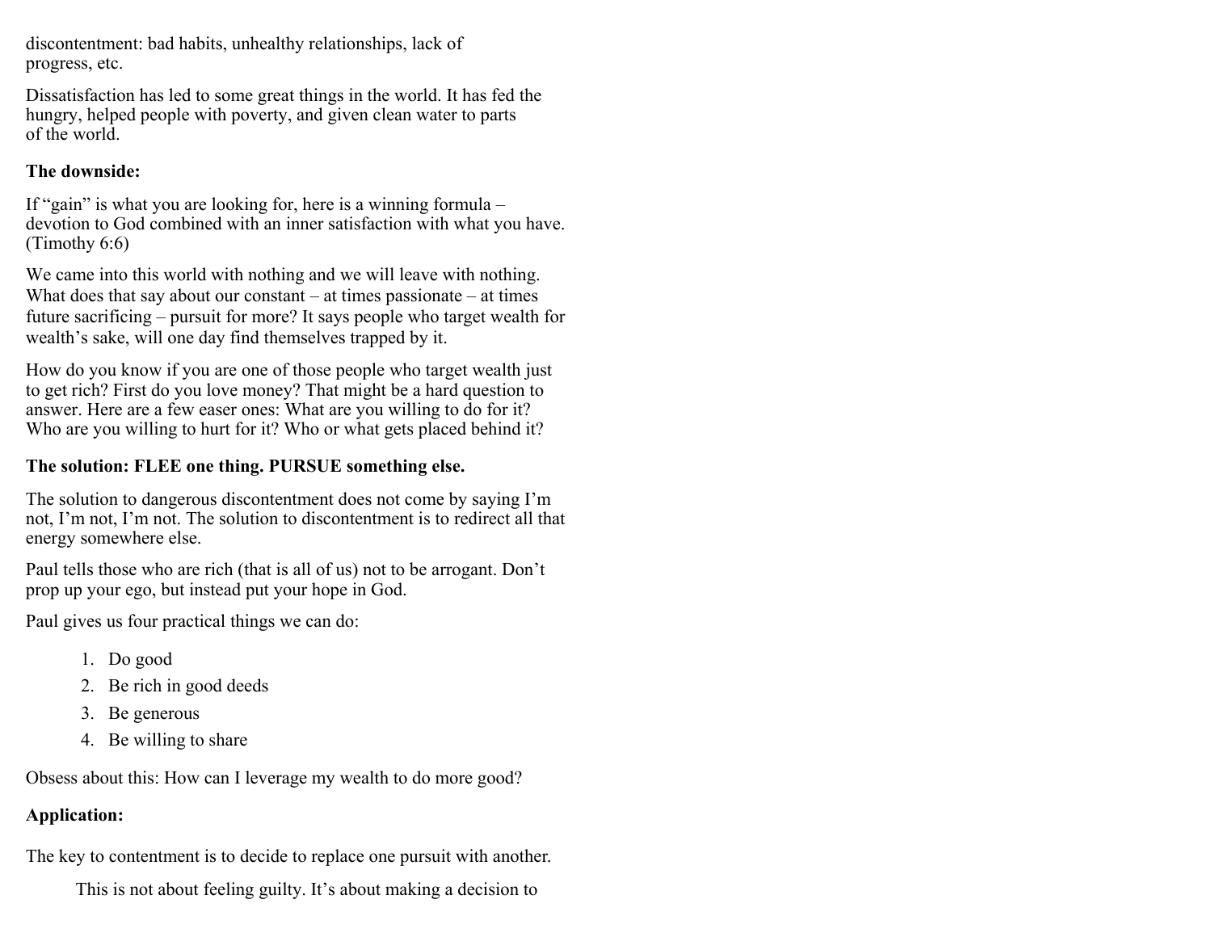discontentment: bad habits, unhealthy relationships, lack of progress, etc.

Dissatisfaction has led to some great things in the world. It has fed the hungry, helped people with poverty, and given clean water to parts of the world.

**The downside:**

If "gain" is what you are looking for, here is a winning formula – devotion to God combined with an inner satisfaction with what you have. (Timothy 6:6)

We came into this world with nothing and we will leave with nothing. What does that say about our constant – at times passionate – at times future sacrificing – pursuit for more? It says people who target wealth for wealth's sake, will one day find themselves trapped by it.

How do you know if you are one of those people who target wealth just to get rich? First do you love money? That might be a hard question to answer. Here are a few easer ones: What are you willing to do for it? Who are you willing to hurt for it? Who or what gets placed behind it?

**The solution: FLEE one thing. PURSUE something else.**

The solution to dangerous discontentment does not come by saying I'm not, I'm not, I'm not. The solution to discontentment is to redirect all that energy somewhere else.

Paul tells those who are rich (that is all of us) not to be arrogant. Don't prop up your ego, but instead put your hope in God.

Paul gives us four practical things we can do:

1. Do good
2. Be rich in good deeds
3. Be generous
4. Be willing to share

Obsess about this: How can I leverage my wealth to do more good?

**Application:**

The key to contentment is to decide to replace one pursuit with another.

This is not about feeling guilty. It's about making a decision to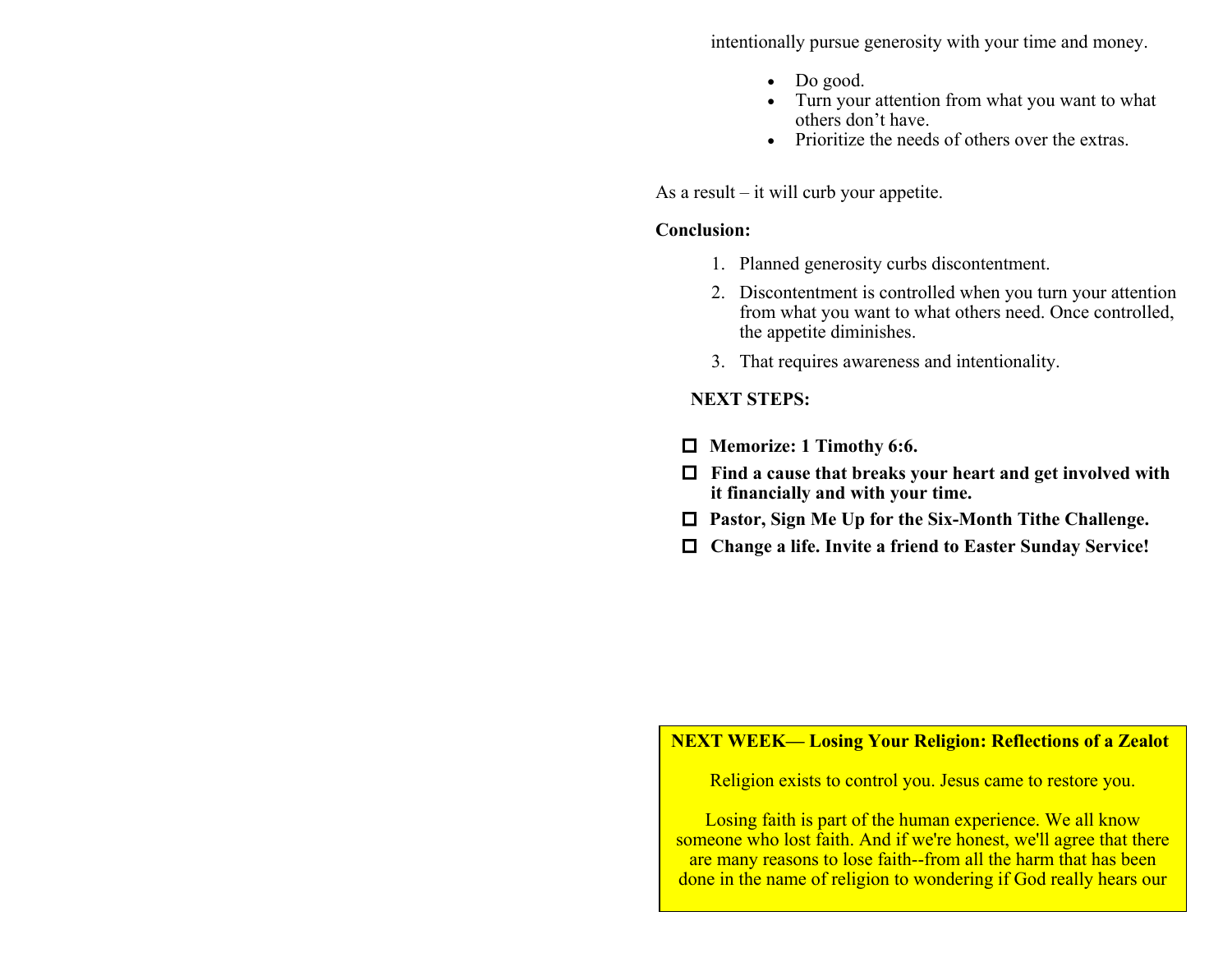intentionally pursue generosity with your time and money.

- Do good.
- Turn your attention from what you want to what others don't have.
- Prioritize the needs of others over the extras.

As a result – it will curb your appetite.

**Conclusion:**

1. Planned generosity curbs discontentment.
2. Discontentment is controlled when you turn your attention from what you want to what others need. Once controlled, the appetite diminishes.
3. That requires awareness and intentionality.

**NEXT STEPS:**

- ☐ **Memorize: 1 Timothy 6:6.**
- ☐ **Find a cause that breaks your heart and get involved with it financially and with your time.**
- ☐ **Pastor, Sign Me Up for the Six-Month Tithe Challenge.**
- ☐ **Change a life. Invite a friend to Easter Sunday Service!**

**NEXT WEEK— Losing Your Religion: Reflections of a Zealot**

Religion exists to control you. Jesus came to restore you.

Losing faith is part of the human experience. We all know someone who lost faith. And if we're honest, we'll agree that there are many reasons to lose faith--from all the harm that has been done in the name of religion to wondering if God really hears our